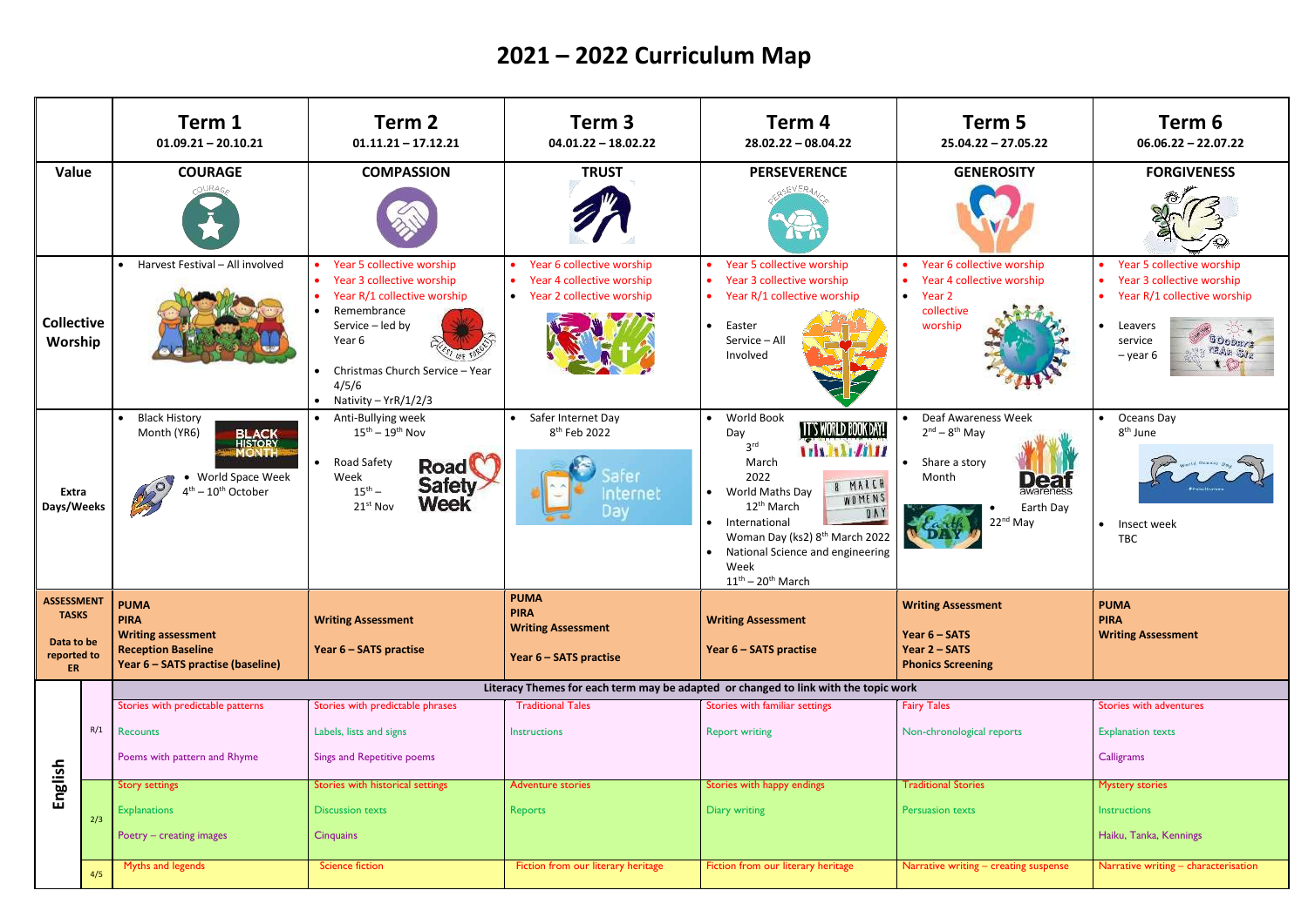# 2021 – 2022 Curriculum Map

| | | Term 1<br>01.09.21 – 20.10.21 | Term 2<br>01.11.21 – 17.12.21 | Term 3<br>04.01.22 – 18.02.22 | Term 4<br>28.02.22 – 08.04.22 | Term 5<br>25.04.22 – 27.05.22 | Term 6<br>06.06.22 – 22.07.22 |
|---|---|---|---|---|---|---|---|
| **Value** | | **COURAGE** | **COMPASSION** | **TRUST** | **PERSEVERENCE** | **GENEROSITY** | **FORGIVENESS** |
| **Collective Worship** | | • Harvest Festival – All involved | • Year 5 collective worship<br>• Year 3 collective worship<br>• Year R/1 collective worship<br>• Remembrance Service – led by Year 6<br>• Christmas Church Service – Year 4/5/6<br>• Nativity – YrR/1/2/3 | • Year 6 collective worship<br>• Year 4 collective worship<br>• Year 2 collective worship | • Year 5 collective worship<br>• Year 3 collective worship<br>• Year R/1 collective worship<br>• Easter Service – All Involved | • Year 6 collective worship<br>• Year 4 collective worship<br>• Year 2 collective worship | • Year 5 collective worship<br>• Year 3 collective worship<br>• Year R/1 collective worship<br>• Leavers service – year 6 |
| **Extra Days/Weeks** | | • Black History Month (YR6)<br>• World Space Week 4th – 10th October | • Anti-Bullying week 15th – 19th Nov<br>• Road Safety Week 15th – 21st Nov | • Safer Internet Day 8th Feb 2022 | • World Book Day 3rd March 2022<br>• World Maths Day 12th March<br>• International Woman Day (ks2) 8th March 2022<br>• National Science and engineering Week 11th – 20th March | • Deaf Awareness Week 2nd – 8th May<br>• Share a story Month<br>• Earth Day 22nd May | • Oceans Day 8th June<br>• Insect week TBC |
| **ASSESSMENT TASKS**<br>Data to be reported to ER | | **PUMA**<br>**PIRA**<br>**Writing assessment**<br>**Reception Baseline**<br>**Year 6 – SATS practise (baseline)** | **Writing Assessment**<br>**Year 6 – SATS practise** | **PUMA**<br>**PIRA**<br>**Writing Assessment**<br>**Year 6 – SATS practise** | **Writing Assessment**<br>**Year 6 – SATS practise** | **Writing Assessment**<br>**Year 6 – SATS**<br>**Year 2 – SATS**<br>**Phonics Screening** | **PUMA**<br>**PIRA**<br>**Writing Assessment** |
| **English** | | **Literacy Themes for each term may be adapted or changed to link with the topic work** | | | | | |
| | R/1 | Stories with predictable patterns<br>Recounts<br>Poems with pattern and Rhyme | Stories with predictable phrases<br>Labels, lists and signs<br>Sings and Repetitive poems | Traditional Tales<br>Instructions | Stories with familiar settings<br>Report writing | Fairy Tales<br>Non-chronological reports | Stories with adventures<br>Explanation texts<br>Calligrams |
| | 2/3 | Story settings<br>Explanations<br>Poetry – creating images | Stories with historical settings<br>Discussion texts<br>Cinquains | Adventure stories<br>Reports | Stories with happy endings<br>Diary writing | Traditional Stories<br>Persuasion texts | Mystery stories<br>Instructions<br>Haiku, Tanka, Kennings |
| | 4/5 | Myths and legends | Science fiction | Fiction from our literary heritage | Fiction from our literary heritage | Narrative writing – creating suspense | Narrative writing – characterisation |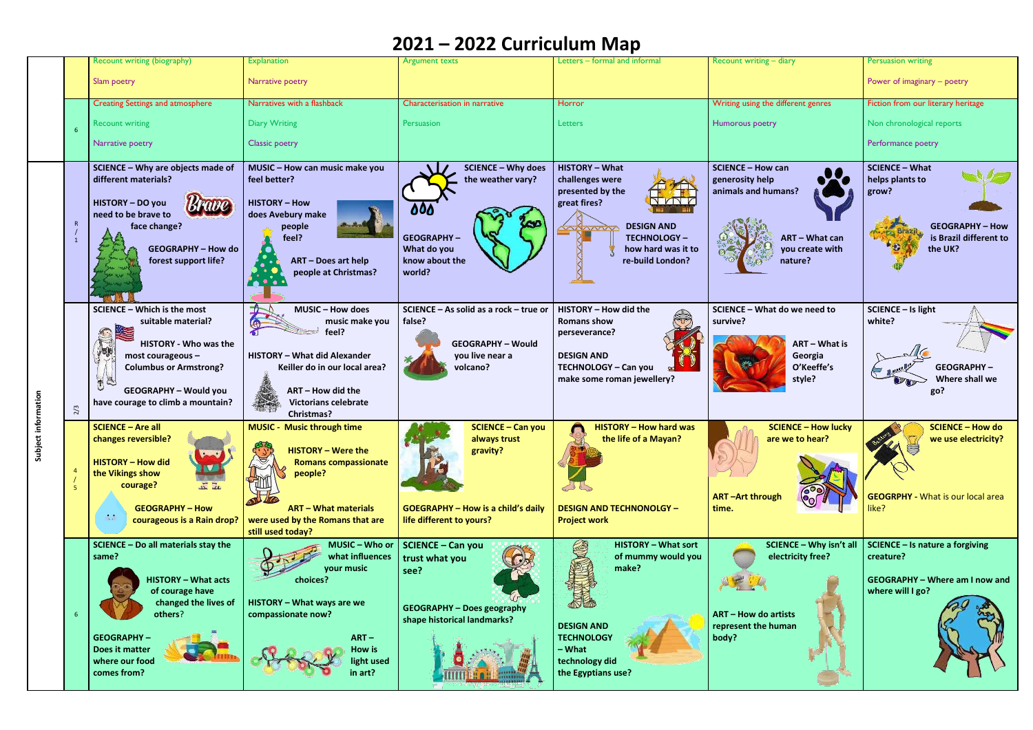# 2021 – 2022 Curriculum Map

| | | | | | | | |
|---|---|---|---|---|---|---|---|
| | | Recount writing (biography)<br><br>Slam poetry | Explanation<br><br>Narrative poetry | Argument texts | Letters – formal and informal | Recount writing – diary | Persuasion writing<br><br>Power of imaginary – poetry |
| | 6 | Creating Settings and atmosphere<br><br>Recount writing<br><br>Narrative poetry | Narratives with a flashback<br><br>Diary Writing<br><br>Classic poetry | Characterisation in narrative<br><br>Persuasion | Horror<br><br>Letters | Writing using the different genres<br><br>Humorous poetry | Fiction from our literary heritage<br><br>Non chronological reports<br><br>Performance poetry |
| Subject information | R / 1 | **SCIENCE – Why are objects made of different materials?**<br><br>**HISTORY – DO you need to be brave to face change?**<br><br>**GEOGRAPHY – How do forest support life?** | **MUSIC – How can music make you feel better?**<br><br>**HISTORY – How does Avebury make people feel?**<br><br>**ART – Does art help people at Christmas?** | **SCIENCE – Why does the weather vary?**<br><br>**GEOGRAPHY – What do you know about the world?** | **HISTORY – What challenges were presented by the great fires?**<br><br>**DESIGN AND TECHNOLOGY – how hard was it to re-build London?** | **SCIENCE – How can generosity help animals and humans?**<br><br>**ART – What can you create with nature?** | **SCIENCE – What helps plants to grow?**<br><br>**GEOGRAPHY – How is Brazil different to the UK?** |
| | 2/3 | **SCIENCE – Which is the most suitable material?**<br><br>**HISTORY - Who was the most courageous – Columbus or Armstrong?**<br><br>**GEOGRAPHY – Would you have courage to climb a mountain?** | **MUSIC – How does music make you feel?**<br><br>**HISTORY – What did Alexander Keiller do in our local area?**<br><br>**ART – How did the Victorians celebrate Christmas?** | **SCIENCE – As solid as a rock – true or false?**<br><br>**GEOGRAPHY – Would you live near a volcano?** | **HISTORY – How did the Romans show perseverance?**<br><br>**DESIGN AND TECHNOLOGY – Can you make some roman jewellery?** | **SCIENCE – What do we need to survive?**<br><br>**ART – What is Georgia O'Keeffe's style?** | **SCIENCE – Is light white?**<br><br>**GEOGRAPHY – Where shall we go?** |
| | 4 / 5 | **SCIENCE – Are all changes reversible?**<br><br>**HISTORY – How did the Vikings show courage?**<br><br>**GEOGRAPHY – How courageous is a Rain drop?** | **MUSIC - Music through time**<br><br>**HISTORY – Were the Romans compassionate people?**<br><br>**ART – What materials were used by the Romans that are still used today?** | **SCIENCE – Can you always trust gravity?**<br><br>**GEOGRAPHY – How is a child's daily life different to yours?** | **HISTORY – How hard was the life of a Mayan?**<br><br>**DESIGN AND TECHNOLOGY – Project work** | **SCIENCE – How lucky are we to hear?**<br><br>**ART –Art through time.** | **SCIENCE – How do we use electricity?**<br><br>**GEOGRPHY** - What is our local area like? |
| | 6 | **SCIENCE – Do all materials stay the same?**<br><br>**HISTORY – What acts of courage have changed the lives of others?**<br><br>**GEOGRAPHY – Does it matter where our food comes from?** | **MUSIC – Who or what influences your music choices?**<br><br>**HISTORY – What ways are we compassionate now?**<br><br>**ART – How is light used in art?** | **SCIENCE – Can you trust what you see?**<br><br>**GEOGRAPHY – Does geography shape historical landmarks?** | **HISTORY – What sort of mummy would you make?**<br><br>**DESIGN AND TECHNOLOGY – What technology did the Egyptians use?** | **SCIENCE – Why isn't all electricity free?**<br><br>**ART – How do artists represent the human body?** | **SCIENCE – Is nature a forgiving creature?**<br><br>**GEOGRAPHY – Where am I now and where will I go?** |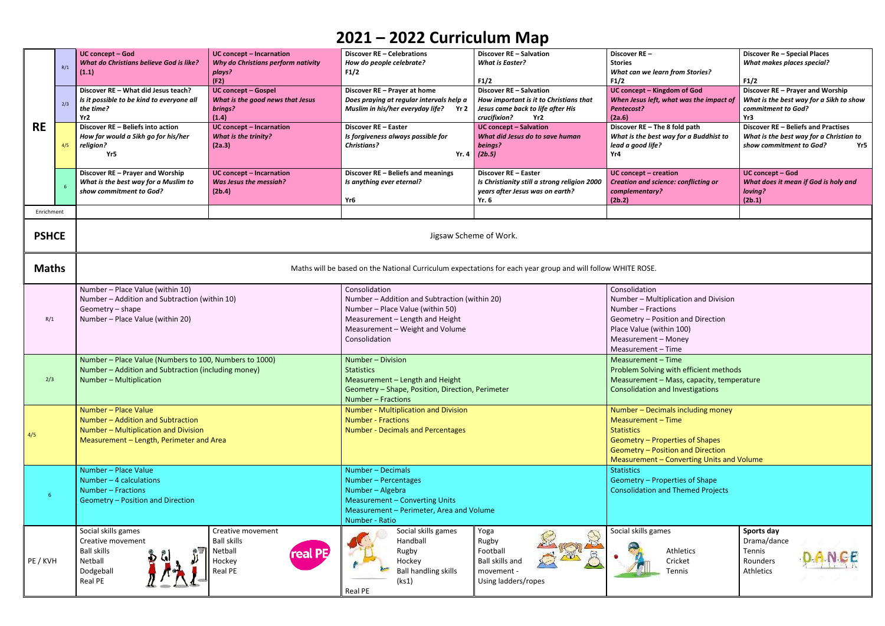# 2021 – 2022 Curriculum Map

| | | | | | | | |
|---|---|---|---|---|---|---|---|
| **RE** | R/1 | **UC concept – God** *What do Christians believe God is like?* **(1.1)** | **UC concept – Incarnation** *Why do Christians perform nativity plays?* **(F2)** | **Discover RE – Celebrations** *How do people celebrate?* **F1/2** | **Discover RE – Salvation** *What is Easter?* **F1/2** | **Discover RE – Stories** *What can we learn from Stories?* **F1/2** | **Discover Re – Special Places** *What makes places special?* **F1/2** |
| | 2/3 | **Discover RE – What did Jesus teach?** *Is it possible to be kind to everyone all the time?* **Yr2** | **UC concept – Gospel** *What is the good news that Jesus brings?* **(1.4)** | **Discover RE – Prayer at home** *Does praying at regular intervals help a Muslim in his/her everyday life?* **Yr 2** | **Discover RE – Salvation** *How important is it to Christians that Jesus came back to life after His crucifixion?* **Yr2** | **UC concept – Kingdom of God** *When Jesus left, what was the impact of Pentecost?* **(2a.6)** | **Discover RE – Prayer and Worship** *What is the best way for a Sikh to show commitment to God?* **Yr3** |
| | 4/5 | **Discover RE – Beliefs into action** *How far would a Sikh go for his/her religion?* **Yr5** | **UC concept – Incarnation** *What is the trinity?* **(2a.3)** | **Discover RE – Easter** *Is forgiveness always possible for Christians?* **Yr. 4** | **UC concept – Salvation** *What did Jesus do to save human beings?* **(2b.5)** | **Discover RE – The 8 fold path** *What is the best way for a Buddhist to lead a good life?* **Yr4** | **Discover RE – Beliefs and Practises** *What is the best way for a Christian to show commitment to God?* **Yr5** |
| | 6 | **Discover RE – Prayer and Worship** *What is the best way for a Muslim to show commitment to God?* | **UC concept – Incarnation** *Was Jesus the messiah?* **(2b.4)** | **Discover RE – Beliefs and meanings** *Is anything ever eternal?* **Yr6** | **Discover RE – Easter** *Is Christianity still a strong religion 2000 years after Jesus was on earth?* **Yr. 6** | **UC concept – creation** *Creation and science: conflicting or complementary?* **(2b.2)** | **UC concept – God** *What does it mean if God is holy and loving?* **(2b.1)** |
| Enrichment | | | | | | | |
| **PSHCE** | | Jigsaw Scheme of Work. | | | | | |
| **Maths** | | Maths will be based on the National Curriculum expectations for each year group and will follow WHITE ROSE. | | | | | |
| R/1 | | Number – Place Value (within 10)<br>Number – Addition and Subtraction (within 10)<br>Geometry – shape<br>Number – Place Value (within 20) | | Consolidation<br>Number – Addition and Subtraction (within 20)<br>Number – Place Value (within 50)<br>Measurement – Length and Height<br>Measurement – Weight and Volume<br>Consolidation | | Consolidation<br>Number – Multiplication and Division<br>Number – Fractions<br>Geometry – Position and Direction<br>Place Value (within 100)<br>Measurement – Money<br>Measurement – Time | |
| 2/3 | | Number – Place Value (Numbers to 100, Numbers to 1000)<br>Number – Addition and Subtraction (including money)<br>Number – Multiplication | | Number – Division<br>Statistics<br>Measurement – Length and Height<br>Geometry – Shape, Position, Direction, Perimeter<br>Number – Fractions | | Measurement – Time<br>Problem Solving with efficient methods<br>Measurement – Mass, capacity, temperature<br>Consolidation and Investigations | |
| 4/5 | | Number – Place Value<br>Number – Addition and Subtraction<br>Number – Multiplication and Division<br>Measurement – Length, Perimeter and Area | | Number - Multiplication and Division<br>Number - Fractions<br>Number - Decimals and Percentages | | Number – Decimals including money<br>Measurement – Time<br>Statistics<br>Geometry – Properties of Shapes<br>Geometry – Position and Direction<br>Measurement – Converting Units and Volume | |
| 6 | | Number – Place Value<br>Number – 4 calculations<br>Number – Fractions<br>Geometry – Position and Direction | | Number – Decimals<br>Number – Percentages<br>Number – Algebra<br>Measurement – Converting Units<br>Measurement – Perimeter, Area and Volume<br>Number - Ratio | | Statistics<br>Geometry – Properties of Shape<br>Consolidation and Themed Projects | |
| PE / KVH | | Social skills games<br>Creative movement<br>Ball skills<br>Netball<br>Dodgeball<br>Real PE | Creative movement<br>Ball skills<br>Netball<br>Hockey<br>Real PE | Social skills games<br>Handball<br>Rugby<br>Hockey<br>Ball handling skills (ks1)<br>Real PE | Yoga<br>Rugby<br>Football<br>Ball skills and movement -<br>Using ladders/ropes | Social skills games<br>Athletics<br>Cricket<br>Tennis | **Sports day**<br>Drama/dance<br>Tennis<br>Rounders<br>Athletics |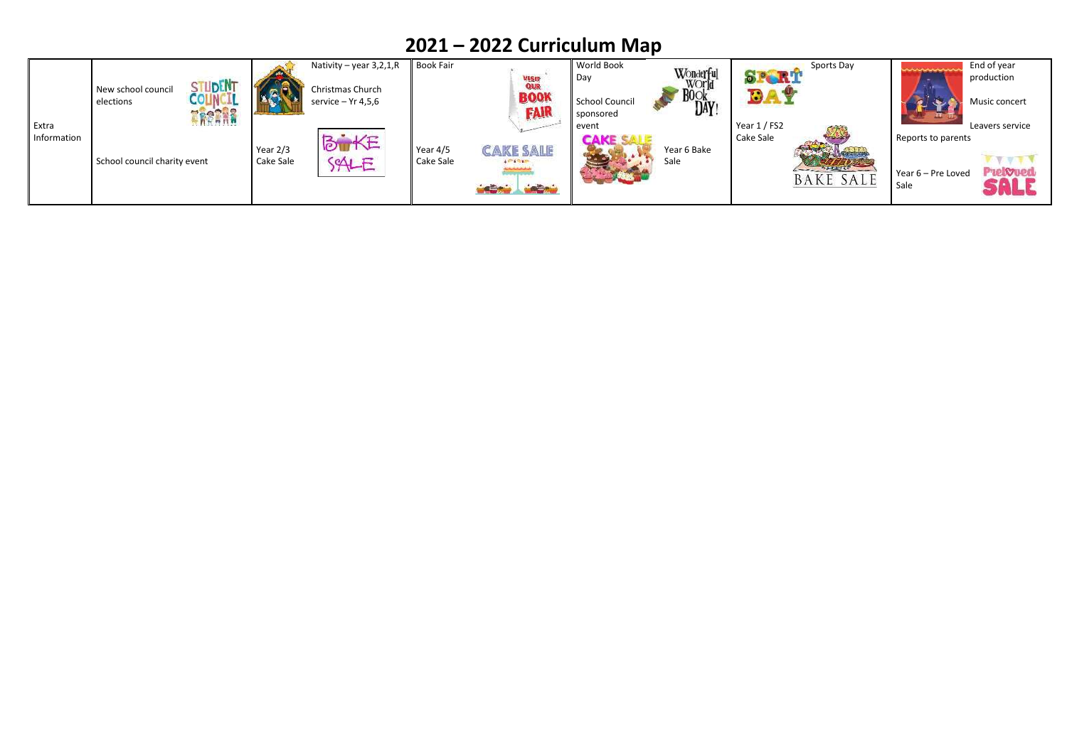# 2021 – 2022 Curriculum Map

| | | | | | | |
|---|---|---|---|---|---|---|
| Extra Information | New school council elections<br><br>School council charity event | Nativity – year 3,2,1,R<br><br>Christmas Church service – Yr 4,5,6<br><br>Year 2/3 Cake Sale | Book Fair<br><br>Year 4/5 Cake Sale | World Book Day<br><br>School Council sponsored event<br><br>Year 6 Bake Sale | Sports Day<br><br>Year 1 / FS2 Cake Sale | End of year production<br><br>Music concert<br><br>Leavers service<br><br>Reports to parents<br><br>Year 6 – Pre Loved Sale |